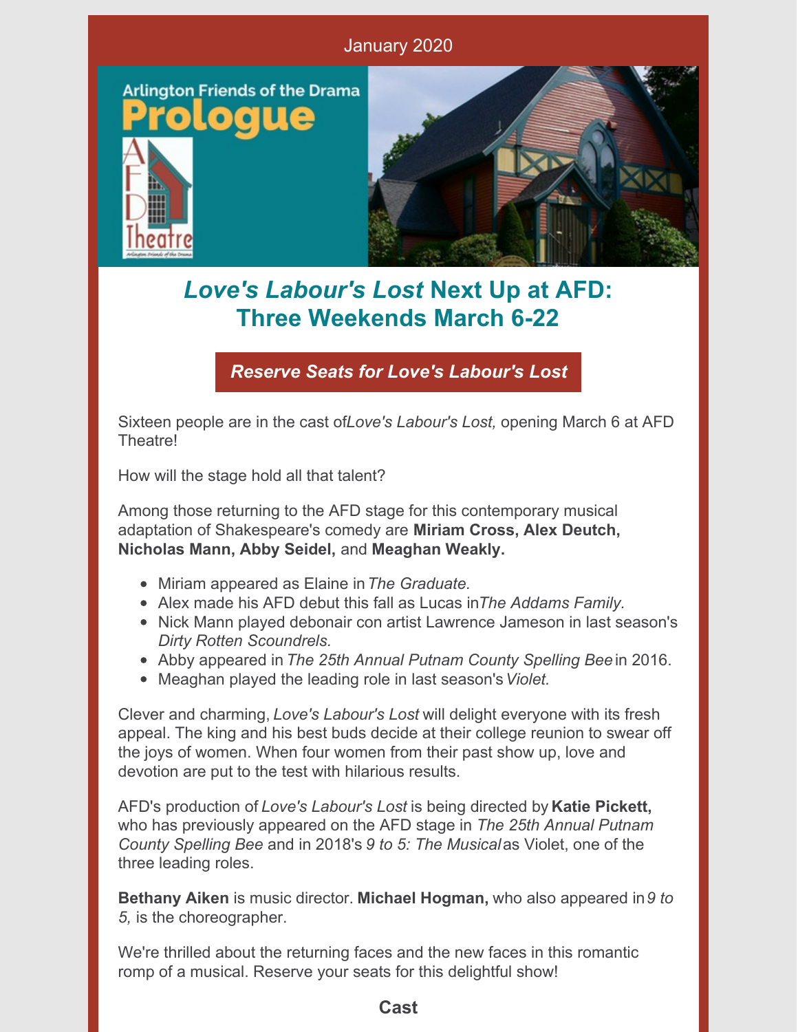January 2020

Arlington Friends of the Drama

**Prologue**

AFD Theatre

## *Love's Labour's Lost* Next Up at AFD: Three Weekends March 6-22

***Reserve Seats for Love's Labour's Lost***

Sixteen people are in the cast of*Love's Labour's Lost,* opening March 6 at AFD Theatre!

How will the stage hold all that talent?

Among those returning to the AFD stage for this contemporary musical adaptation of Shakespeare's comedy are **Miriam Cross, Alex Deutch, Nicholas Mann, Abby Seidel,** and **Meaghan Weakly.**

- Miriam appeared as Elaine in *The Graduate.*
- Alex made his AFD debut this fall as Lucas in*The Addams Family.*
- Nick Mann played debonair con artist Lawrence Jameson in last season's *Dirty Rotten Scoundrels.*
- Abby appeared in *The 25th Annual Putnam County Spelling Bee* in 2016.
- Meaghan played the leading role in last season's *Violet.*

Clever and charming, *Love's Labour's Lost* will delight everyone with its fresh appeal. The king and his best buds decide at their college reunion to swear off the joys of women. When four women from their past show up, love and devotion are put to the test with hilarious results.

AFD's production of *Love's Labour's Lost* is being directed by **Katie Pickett,** who has previously appeared on the AFD stage in *The 25th Annual Putnam County Spelling Bee* and in 2018's *9 to 5: The Musical* as Violet, one of the three leading roles.

**Bethany Aiken** is music director. **Michael Hogman,** who also appeared in *9 to 5,* is the choreographer.

We're thrilled about the returning faces and the new faces in this romantic romp of a musical. Reserve your seats for this delightful show!

### Cast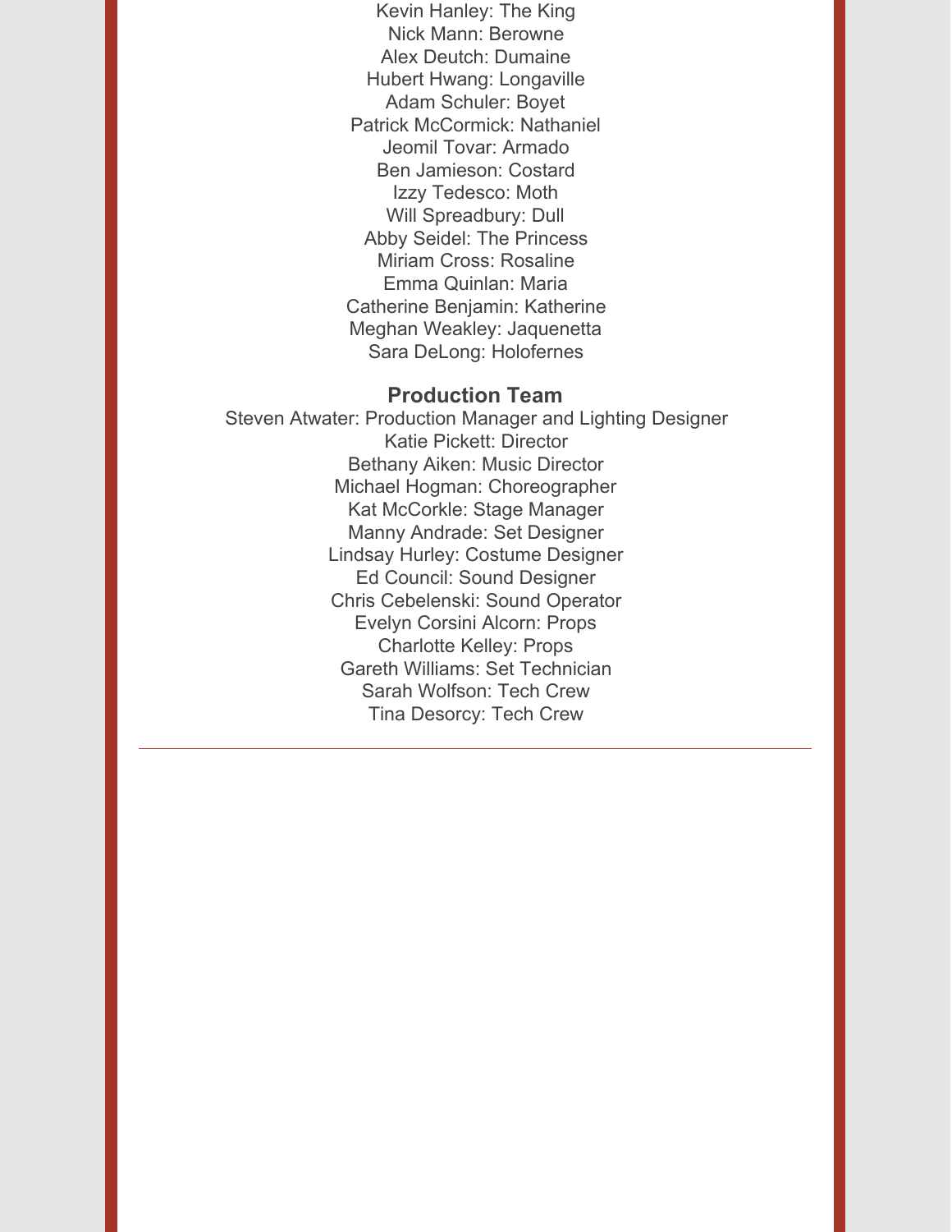Kevin Hanley: The King
Nick Mann: Berowne
Alex Deutch: Dumaine
Hubert Hwang: Longaville
Adam Schuler: Boyet
Patrick McCormick: Nathaniel
Jeomil Tovar: Armado
Ben Jamieson: Costard
Izzy Tedesco: Moth
Will Spreadbury: Dull
Abby Seidel: The Princess
Miriam Cross: Rosaline
Emma Quinlan: Maria
Catherine Benjamin: Katherine
Meghan Weakley: Jaquenetta
Sara DeLong: Holofernes

**Production Team**

Steven Atwater: Production Manager and Lighting Designer
Katie Pickett: Director
Bethany Aiken: Music Director
Michael Hogman: Choreographer
Kat McCorkle: Stage Manager
Manny Andrade: Set Designer
Lindsay Hurley: Costume Designer
Ed Council: Sound Designer
Chris Cebelenski: Sound Operator
Evelyn Corsini Alcorn: Props
Charlotte Kelley: Props
Gareth Williams: Set Technician
Sarah Wolfson: Tech Crew
Tina Desorcy: Tech Crew

---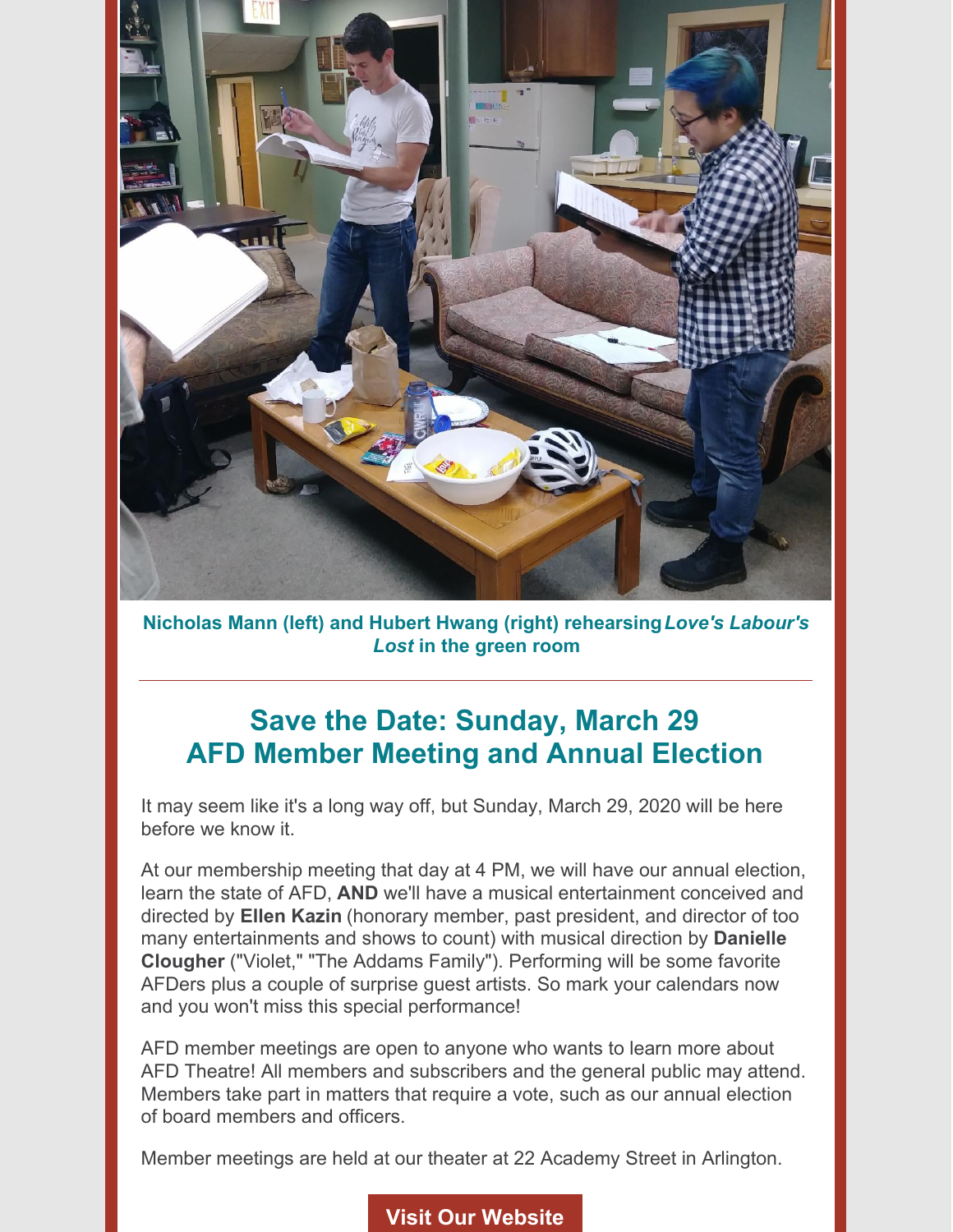**Nicholas Mann (left) and Hubert Hwang (right) rehearsing *Love's Labour's Lost* in the green room**

---

## Save the Date: Sunday, March 29
## AFD Member Meeting and Annual Election

It may seem like it's a long way off, but Sunday, March 29, 2020 will be here before we know it.

At our membership meeting that day at 4 PM, we will have our annual election, learn the state of AFD, **AND** we'll have a musical entertainment conceived and directed by **Ellen Kazin** (honorary member, past president, and director of too many entertainments and shows to count) with musical direction by **Danielle Clougher** ("Violet," "The Addams Family"). Performing will be some favorite AFDers plus a couple of surprise guest artists. So mark your calendars now and you won't miss this special performance!

AFD member meetings are open to anyone who wants to learn more about AFD Theatre! All members and subscribers and the general public may attend. Members take part in matters that require a vote, such as our annual election of board members and officers.

Member meetings are held at our theater at 22 Academy Street in Arlington.

**Visit Our Website**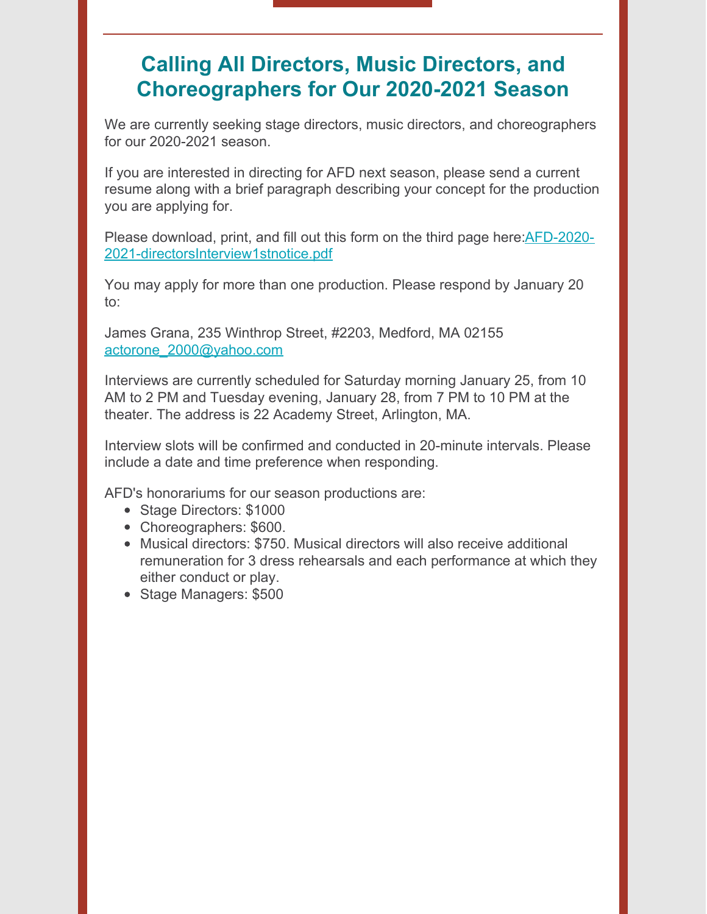## Calling All Directors, Music Directors, and Choreographers for Our 2020-2021 Season

We are currently seeking stage directors, music directors, and choreographers for our 2020-2021 season.

If you are interested in directing for AFD next season, please send a current resume along with a brief paragraph describing your concept for the production you are applying for.

Please download, print, and fill out this form on the third page here:[AFD-2020-2021-directorsInterview1stnotice.pdf](AFD-2020-2021-directorsInterview1stnotice.pdf)

You may apply for more than one production. Please respond by January 20 to:

James Grana, 235 Winthrop Street, #2203, Medford, MA 02155
actorone_2000@yahoo.com

Interviews are currently scheduled for Saturday morning January 25, from 10 AM to 2 PM and Tuesday evening, January 28, from 7 PM to 10 PM at the theater. The address is 22 Academy Street, Arlington, MA.

Interview slots will be confirmed and conducted in 20-minute intervals. Please include a date and time preference when responding.

AFD's honorariums for our season productions are:

- Stage Directors: $1000
- Choreographers: $600.
- Musical directors: $750. Musical directors will also receive additional remuneration for 3 dress rehearsals and each performance at which they either conduct or play.
- Stage Managers: $500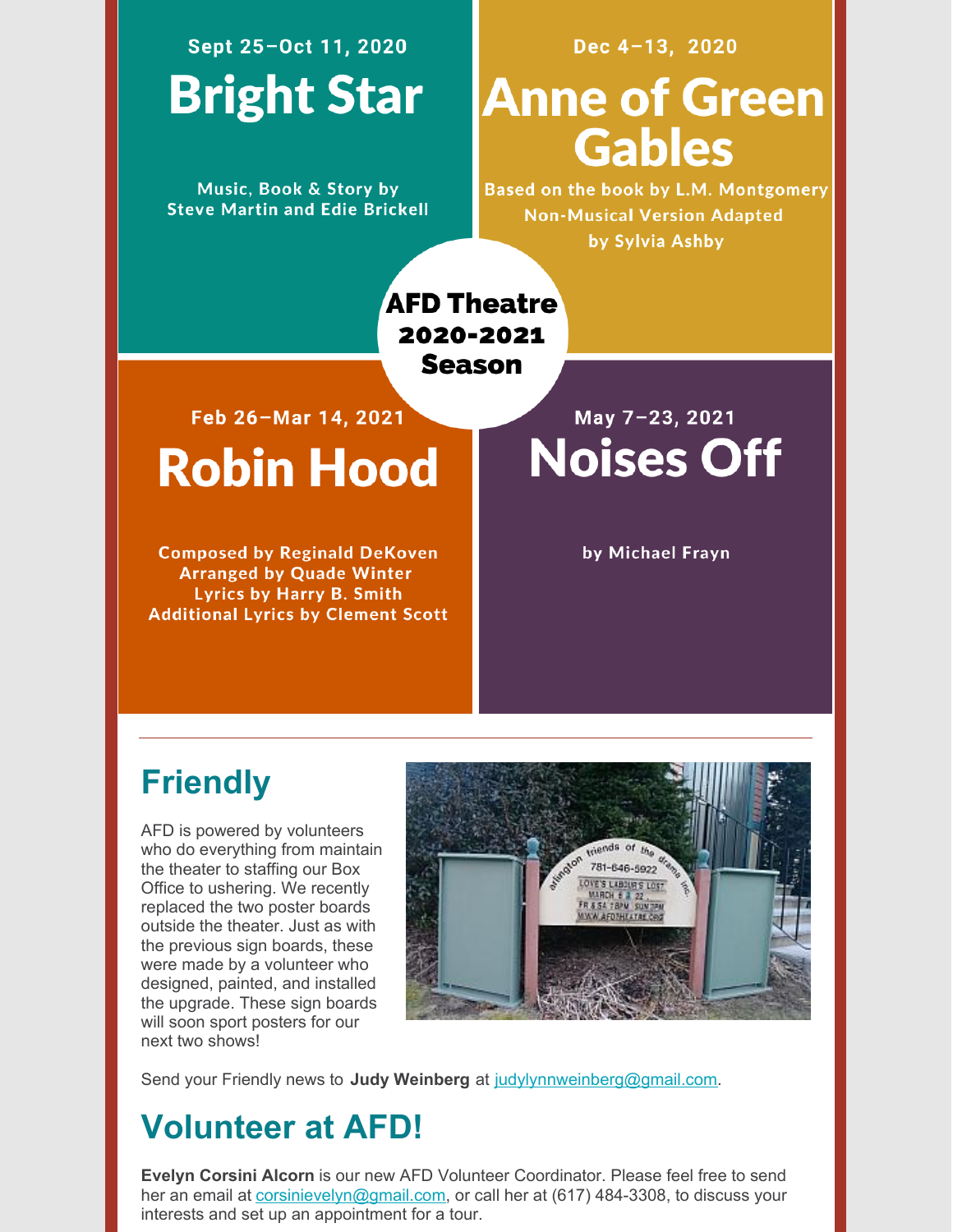Sept 25–Oct 11, 2020

## Bright Star

**Music, Book & Story by Steve Martin and Edie Brickell**

Dec 4–13, 2020

## Anne of Green Gables

**Based on the book by L.M. Montgomery**
**Non-Musical Version Adapted by Sylvia Ashby**

**AFD Theatre 2020-2021 Season**

Feb 26–Mar 14, 2021

## Robin Hood

**Composed by Reginald DeKoven**
**Arranged by Quade Winter**
**Lyrics by Harry B. Smith**
**Additional Lyrics by Clement Scott**

May 7–23, 2021

## Noises Off

**by Michael Frayn**

---

# Friendly

AFD is powered by volunteers who do everything from maintain the theater to staffing our Box Office to ushering. We recently replaced the two poster boards outside the theater. Just as with the previous sign boards, these were made by a volunteer who designed, painted, and installed the upgrade. These sign boards will soon sport posters for our next two shows!

Send your Friendly news to **Judy Weinberg** at judylynnweinberg@gmail.com.

# Volunteer at AFD!

**Evelyn Corsini Alcorn** is our new AFD Volunteer Coordinator. Please feel free to send her an email at corsinievelyn@gmail.com, or call her at (617) 484-3308, to discuss your interests and set up an appointment for a tour.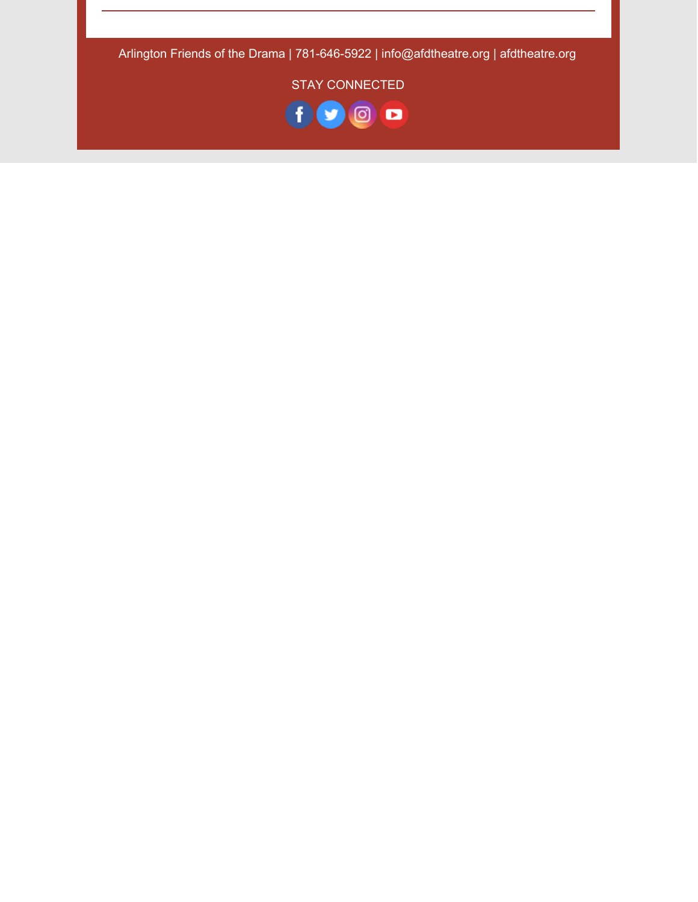Arlington Friends of the Drama | 781-646-5922 | info@afdtheatre.org | afdtheatre.org

STAY CONNECTED